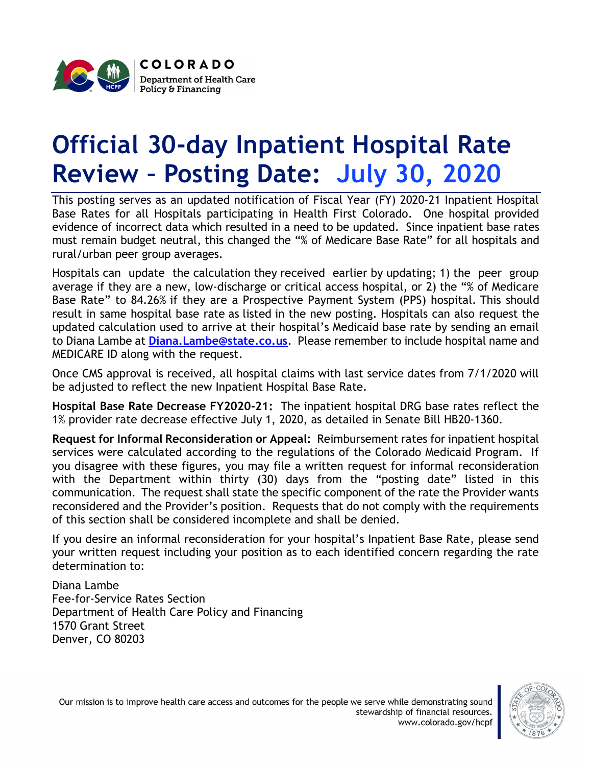COLORADO
Department of Health Care Policy & Financing

# Official 30-day Inpatient Hospital Rate Review – Posting Date: July 30, 2020

This posting serves as an updated notification of Fiscal Year (FY) 2020-21 Inpatient Hospital Base Rates for all Hospitals participating in Health First Colorado. One hospital provided evidence of incorrect data which resulted in a need to be updated. Since inpatient base rates must remain budget neutral, this changed the "% of Medicare Base Rate" for all hospitals and rural/urban peer group averages.

Hospitals can update the calculation they received earlier by updating; 1) the peer group average if they are a new, low-discharge or critical access hospital, or 2) the "% of Medicare Base Rate" to 84.26% if they are a Prospective Payment System (PPS) hospital. This should result in same hospital base rate as listed in the new posting. Hospitals can also request the updated calculation used to arrive at their hospital's Medicaid base rate by sending an email to Diana Lambe at **Diana.Lambe@state.co.us**. Please remember to include hospital name and MEDICARE ID along with the request.

Once CMS approval is received, all hospital claims with last service dates from 7/1/2020 will be adjusted to reflect the new Inpatient Hospital Base Rate.

**Hospital Base Rate Decrease FY2020-21:** The inpatient hospital DRG base rates reflect the 1% provider rate decrease effective July 1, 2020, as detailed in Senate Bill HB20-1360.

**Request for Informal Reconsideration or Appeal:** Reimbursement rates for inpatient hospital services were calculated according to the regulations of the Colorado Medicaid Program. If you disagree with these figures, you may file a written request for informal reconsideration with the Department within thirty (30) days from the "posting date" listed in this communication. The request shall state the specific component of the rate the Provider wants reconsidered and the Provider's position. Requests that do not comply with the requirements of this section shall be considered incomplete and shall be denied.

If you desire an informal reconsideration for your hospital's Inpatient Base Rate, please send your written request including your position as to each identified concern regarding the rate determination to:

Diana Lambe
Fee-for-Service Rates Section
Department of Health Care Policy and Financing
1570 Grant Street
Denver, CO 80203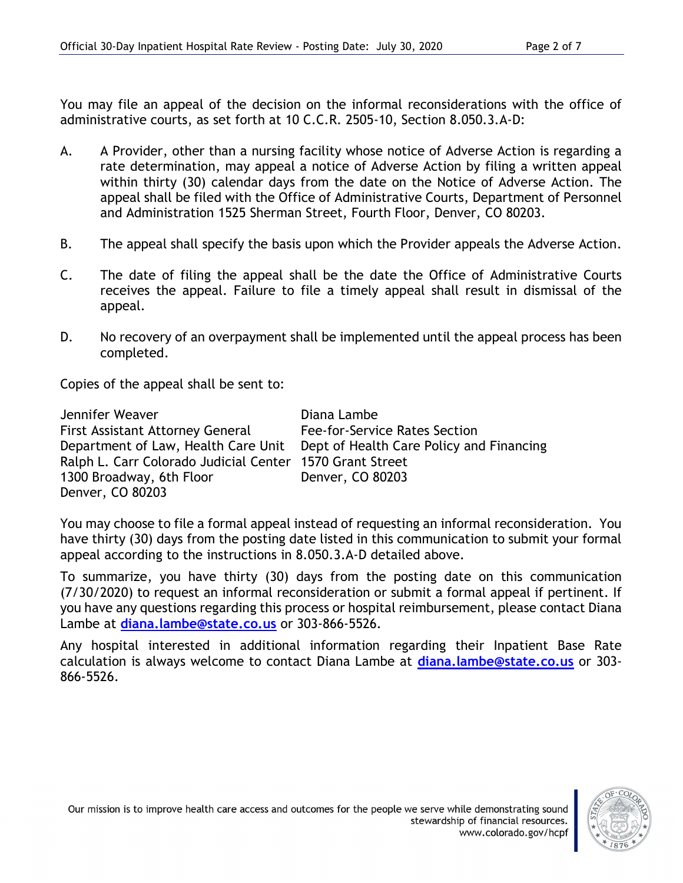You may file an appeal of the decision on the informal reconsiderations with the office of administrative courts, as set forth at 10 C.C.R. 2505-10, Section 8.050.3.A-D:

A. A Provider, other than a nursing facility whose notice of Adverse Action is regarding a rate determination, may appeal a notice of Adverse Action by filing a written appeal within thirty (30) calendar days from the date on the Notice of Adverse Action. The appeal shall be filed with the Office of Administrative Courts, Department of Personnel and Administration 1525 Sherman Street, Fourth Floor, Denver, CO 80203.

B. The appeal shall specify the basis upon which the Provider appeals the Adverse Action.

C. The date of filing the appeal shall be the date the Office of Administrative Courts receives the appeal. Failure to file a timely appeal shall result in dismissal of the appeal.

D. No recovery of an overpayment shall be implemented until the appeal process has been completed.

Copies of the appeal shall be sent to:

Jennifer Weaver
First Assistant Attorney General
Department of Law, Health Care Unit
Ralph L. Carr Colorado Judicial Center
1300 Broadway, 6th Floor
Denver, CO 80203

Diana Lambe
Fee-for-Service Rates Section
Dept of Health Care Policy and Financing
1570 Grant Street
Denver, CO 80203

You may choose to file a formal appeal instead of requesting an informal reconsideration. You have thirty (30) days from the posting date listed in this communication to submit your formal appeal according to the instructions in 8.050.3.A-D detailed above.

To summarize, you have thirty (30) days from the posting date on this communication (7/30/2020) to request an informal reconsideration or submit a formal appeal if pertinent. If you have any questions regarding this process or hospital reimbursement, please contact Diana Lambe at **diana.lambe@state.co.us** or 303-866-5526.

Any hospital interested in additional information regarding their Inpatient Base Rate calculation is always welcome to contact Diana Lambe at **diana.lambe@state.co.us** or 303-866-5526.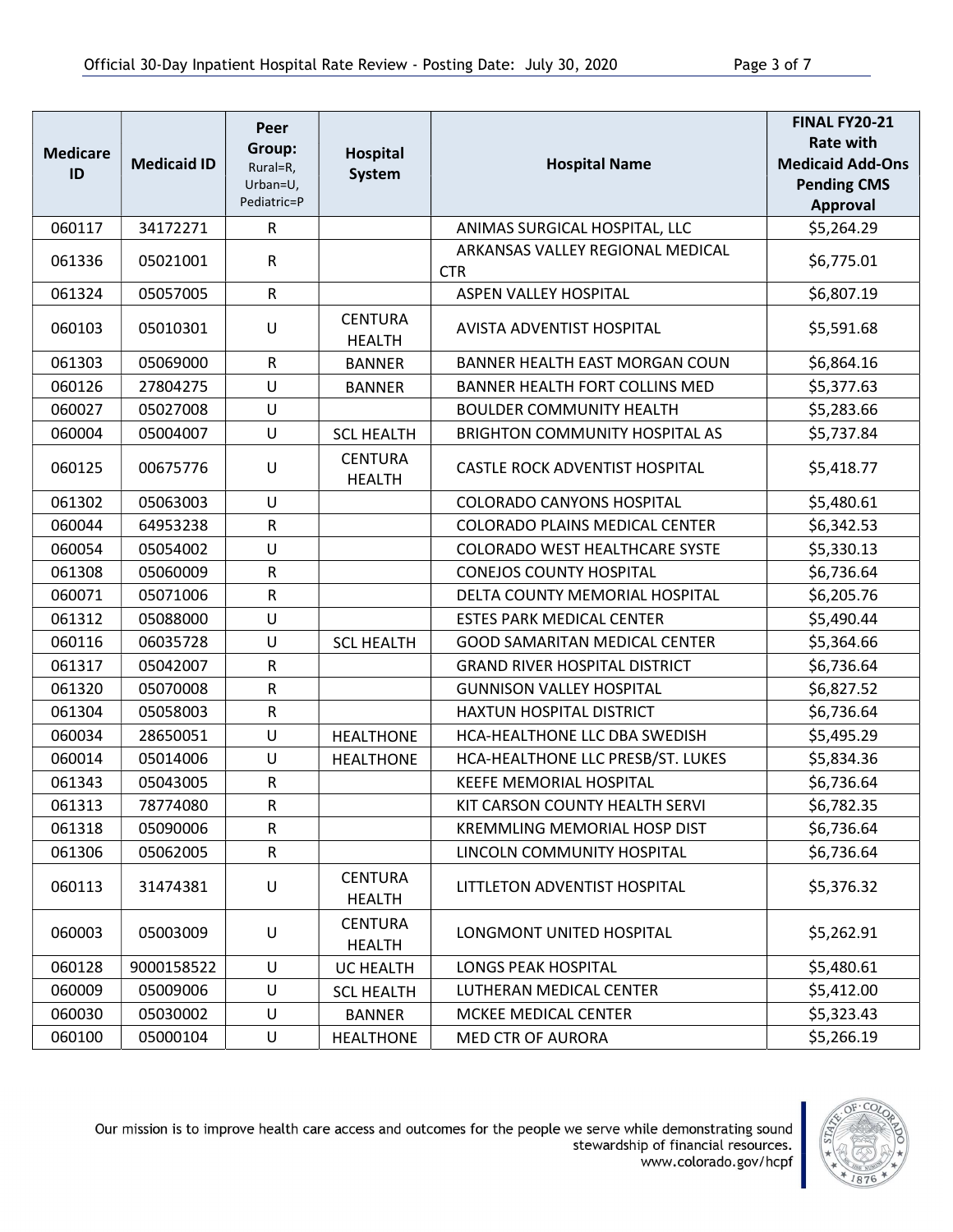| Medicare ID | Medicaid ID | Peer Group: Rural=R, Urban=U, Pediatric=P | Hospital System | Hospital Name | FINAL FY20-21 Rate with Medicaid Add-Ons Pending CMS Approval |
|---|---|---|---|---|---|
| 060117 | 34172271 | R | | ANIMAS SURGICAL HOSPITAL, LLC | $5,264.29 |
| 061336 | 05021001 | R | | ARKANSAS VALLEY REGIONAL MEDICAL CTR | $6,775.01 |
| 061324 | 05057005 | R | | ASPEN VALLEY HOSPITAL | $6,807.19 |
| 060103 | 05010301 | U | CENTURA HEALTH | AVISTA ADVENTIST HOSPITAL | $5,591.68 |
| 061303 | 05069000 | R | BANNER | BANNER HEALTH EAST MORGAN COUN | $6,864.16 |
| 060126 | 27804275 | U | BANNER | BANNER HEALTH FORT COLLINS MED | $5,377.63 |
| 060027 | 05027008 | U | | BOULDER COMMUNITY HEALTH | $5,283.66 |
| 060004 | 05004007 | U | SCL HEALTH | BRIGHTON COMMUNITY HOSPITAL AS | $5,737.84 |
| 060125 | 00675776 | U | CENTURA HEALTH | CASTLE ROCK ADVENTIST HOSPITAL | $5,418.77 |
| 061302 | 05063003 | U | | COLORADO CANYONS HOSPITAL | $5,480.61 |
| 060044 | 64953238 | R | | COLORADO PLAINS MEDICAL CENTER | $6,342.53 |
| 060054 | 05054002 | U | | COLORADO WEST HEALTHCARE SYSTE | $5,330.13 |
| 061308 | 05060009 | R | | CONEJOS COUNTY HOSPITAL | $6,736.64 |
| 060071 | 05071006 | R | | DELTA COUNTY MEMORIAL HOSPITAL | $6,205.76 |
| 061312 | 05088000 | U | | ESTES PARK MEDICAL CENTER | $5,490.44 |
| 060116 | 06035728 | U | SCL HEALTH | GOOD SAMARITAN MEDICAL CENTER | $5,364.66 |
| 061317 | 05042007 | R | | GRAND RIVER HOSPITAL DISTRICT | $6,736.64 |
| 061320 | 05070008 | R | | GUNNISON VALLEY HOSPITAL | $6,827.52 |
| 061304 | 05058003 | R | | HAXTUN HOSPITAL DISTRICT | $6,736.64 |
| 060034 | 28650051 | U | HEALTHONE | HCA-HEALTHONE LLC DBA SWEDISH | $5,495.29 |
| 060014 | 05014006 | U | HEALTHONE | HCA-HEALTHONE LLC PRESB/ST. LUKES | $5,834.36 |
| 061343 | 05043005 | R | | KEEFE MEMORIAL HOSPITAL | $6,736.64 |
| 061313 | 78774080 | R | | KIT CARSON COUNTY HEALTH SERVI | $6,782.35 |
| 061318 | 05090006 | R | | KREMMLING MEMORIAL HOSP DIST | $6,736.64 |
| 061306 | 05062005 | R | | LINCOLN COMMUNITY HOSPITAL | $6,736.64 |
| 060113 | 31474381 | U | CENTURA HEALTH | LITTLETON ADVENTIST HOSPITAL | $5,376.32 |
| 060003 | 05003009 | U | CENTURA HEALTH | LONGMONT UNITED HOSPITAL | $5,262.91 |
| 060128 | 9000158522 | U | UC HEALTH | LONGS PEAK HOSPITAL | $5,480.61 |
| 060009 | 05009006 | U | SCL HEALTH | LUTHERAN MEDICAL CENTER | $5,412.00 |
| 060030 | 05030002 | U | BANNER | MCKEE MEDICAL CENTER | $5,323.43 |
| 060100 | 05000104 | U | HEALTHONE | MED CTR OF AURORA | $5,266.19 |

Our mission is to improve health care access and outcomes for the people we serve while demonstrating sound stewardship of financial resources.
www.colorado.gov/hcpf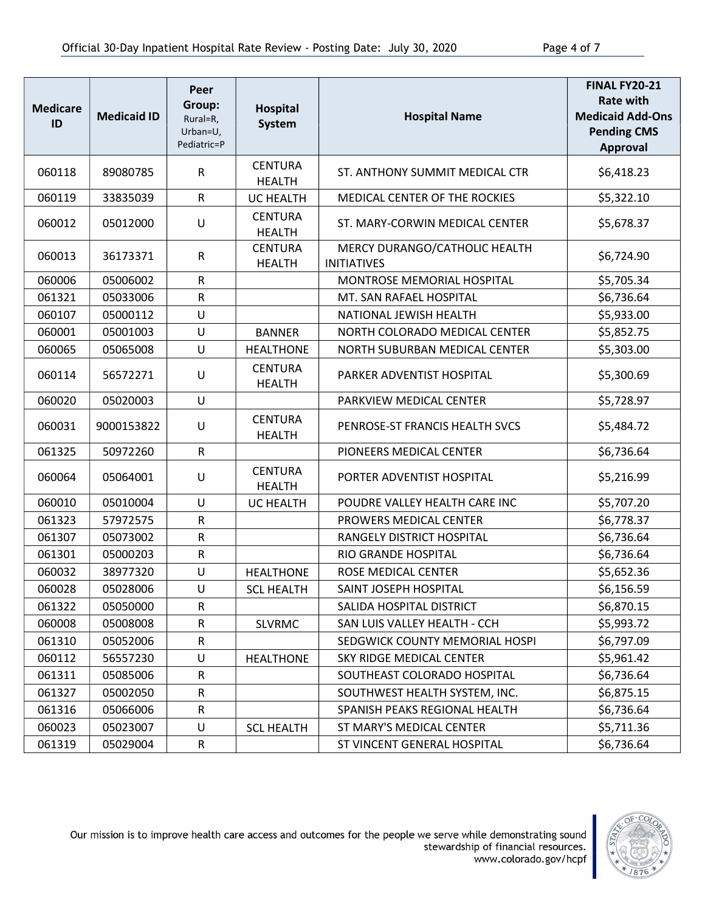| Medicare ID | Medicaid ID | Peer Group: Rural=R, Urban=U, Pediatric=P | Hospital System | Hospital Name | FINAL FY20-21 Rate with Medicaid Add-Ons Pending CMS Approval |
|---|---|---|---|---|---|
| 060118 | 89080785 | R | CENTURA HEALTH | ST. ANTHONY SUMMIT MEDICAL CTR | $6,418.23 |
| 060119 | 33835039 | R | UC HEALTH | MEDICAL CENTER OF THE ROCKIES | $5,322.10 |
| 060012 | 05012000 | U | CENTURA HEALTH | ST. MARY-CORWIN MEDICAL CENTER | $5,678.37 |
| 060013 | 36173371 | R | CENTURA HEALTH | MERCY DURANGO/CATHOLIC HEALTH INITIATIVES | $6,724.90 |
| 060006 | 05006002 | R | | MONTROSE MEMORIAL HOSPITAL | $5,705.34 |
| 061321 | 05033006 | R | | MT. SAN RAFAEL HOSPITAL | $6,736.64 |
| 060107 | 05000112 | U | | NATIONAL JEWISH HEALTH | $5,933.00 |
| 060001 | 05001003 | U | BANNER | NORTH COLORADO MEDICAL CENTER | $5,852.75 |
| 060065 | 05065008 | U | HEALTHONE | NORTH SUBURBAN MEDICAL CENTER | $5,303.00 |
| 060114 | 56572271 | U | CENTURA HEALTH | PARKER ADVENTIST HOSPITAL | $5,300.69 |
| 060020 | 05020003 | U | | PARKVIEW MEDICAL CENTER | $5,728.97 |
| 060031 | 9000153822 | U | CENTURA HEALTH | PENROSE-ST FRANCIS HEALTH SVCS | $5,484.72 |
| 061325 | 50972260 | R | | PIONEERS MEDICAL CENTER | $6,736.64 |
| 060064 | 05064001 | U | CENTURA HEALTH | PORTER ADVENTIST HOSPITAL | $5,216.99 |
| 060010 | 05010004 | U | UC HEALTH | POUDRE VALLEY HEALTH CARE INC | $5,707.20 |
| 061323 | 57972575 | R | | PROWERS MEDICAL CENTER | $6,778.37 |
| 061307 | 05073002 | R | | RANGELY DISTRICT HOSPITAL | $6,736.64 |
| 061301 | 05000203 | R | | RIO GRANDE HOSPITAL | $6,736.64 |
| 060032 | 38977320 | U | HEALTHONE | ROSE MEDICAL CENTER | $5,652.36 |
| 060028 | 05028006 | U | SCL HEALTH | SAINT JOSEPH HOSPITAL | $6,156.59 |
| 061322 | 05050000 | R | | SALIDA HOSPITAL DISTRICT | $6,870.15 |
| 060008 | 05008008 | R | SLVRMC | SAN LUIS VALLEY HEALTH - CCH | $5,993.72 |
| 061310 | 05052006 | R | | SEDGWICK COUNTY MEMORIAL HOSPI | $6,797.09 |
| 060112 | 56557230 | U | HEALTHONE | SKY RIDGE MEDICAL CENTER | $5,961.42 |
| 061311 | 05085006 | R | | SOUTHEAST COLORADO HOSPITAL | $6,736.64 |
| 061327 | 05002050 | R | | SOUTHWEST HEALTH SYSTEM, INC. | $6,875.15 |
| 061316 | 05066006 | R | | SPANISH PEAKS REGIONAL HEALTH | $6,736.64 |
| 060023 | 05023007 | U | SCL HEALTH | ST MARY'S MEDICAL CENTER | $5,711.36 |
| 061319 | 05029004 | R | | ST VINCENT GENERAL HOSPITAL | $6,736.64 |

Our mission is to improve health care access and outcomes for the people we serve while demonstrating sound stewardship of financial resources.
www.colorado.gov/hcpf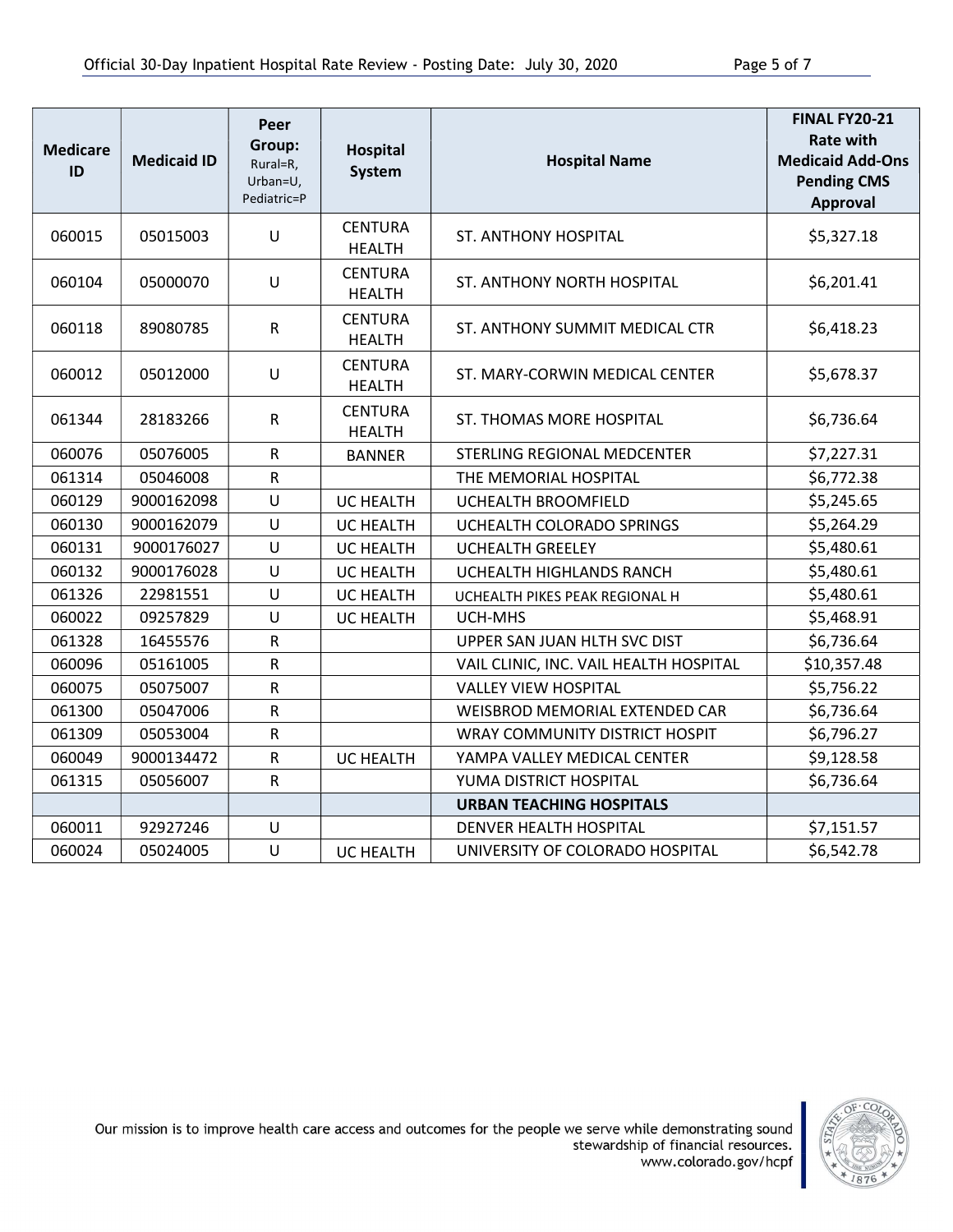| Medicare ID | Medicaid ID | Peer Group: Rural=R, Urban=U, Pediatric=P | Hospital System | Hospital Name | FINAL FY20-21 Rate with Medicaid Add-Ons Pending CMS Approval |
|---|---|---|---|---|---|
| 060015 | 05015003 | U | CENTURA HEALTH | ST. ANTHONY HOSPITAL | $5,327.18 |
| 060104 | 05000070 | U | CENTURA HEALTH | ST. ANTHONY NORTH HOSPITAL | $6,201.41 |
| 060118 | 89080785 | R | CENTURA HEALTH | ST. ANTHONY SUMMIT MEDICAL CTR | $6,418.23 |
| 060012 | 05012000 | U | CENTURA HEALTH | ST. MARY-CORWIN MEDICAL CENTER | $5,678.37 |
| 061344 | 28183266 | R | CENTURA HEALTH | ST. THOMAS MORE HOSPITAL | $6,736.64 |
| 060076 | 05076005 | R | BANNER | STERLING REGIONAL MEDCENTER | $7,227.31 |
| 061314 | 05046008 | R | | THE MEMORIAL HOSPITAL | $6,772.38 |
| 060129 | 9000162098 | U | UC HEALTH | UCHEALTH BROOMFIELD | $5,245.65 |
| 060130 | 9000162079 | U | UC HEALTH | UCHEALTH COLORADO SPRINGS | $5,264.29 |
| 060131 | 9000176027 | U | UC HEALTH | UCHEALTH GREELEY | $5,480.61 |
| 060132 | 9000176028 | U | UC HEALTH | UCHEALTH HIGHLANDS RANCH | $5,480.61 |
| 061326 | 22981551 | U | UC HEALTH | UCHEALTH PIKES PEAK REGIONAL H | $5,480.61 |
| 060022 | 09257829 | U | UC HEALTH | UCH-MHS | $5,468.91 |
| 061328 | 16455576 | R | | UPPER SAN JUAN HLTH SVC DIST | $6,736.64 |
| 060096 | 05161005 | R | | VAIL CLINIC, INC. VAIL HEALTH HOSPITAL | $10,357.48 |
| 060075 | 05075007 | R | | VALLEY VIEW HOSPITAL | $5,756.22 |
| 061300 | 05047006 | R | | WEISBROD MEMORIAL EXTENDED CAR | $6,736.64 |
| 061309 | 05053004 | R | | WRAY COMMUNITY DISTRICT HOSPIT | $6,796.27 |
| 060049 | 9000134472 | R | UC HEALTH | YAMPA VALLEY MEDICAL CENTER | $9,128.58 |
| 061315 | 05056007 | R | | YUMA DISTRICT HOSPITAL | $6,736.64 |
| | | | | **URBAN TEACHING HOSPITALS** | |
| 060011 | 92927246 | U | | DENVER HEALTH HOSPITAL | $7,151.57 |
| 060024 | 05024005 | U | UC HEALTH | UNIVERSITY OF COLORADO HOSPITAL | $6,542.78 |

Our mission is to improve health care access and outcomes for the people we serve while demonstrating sound stewardship of financial resources.
www.colorado.gov/hcpf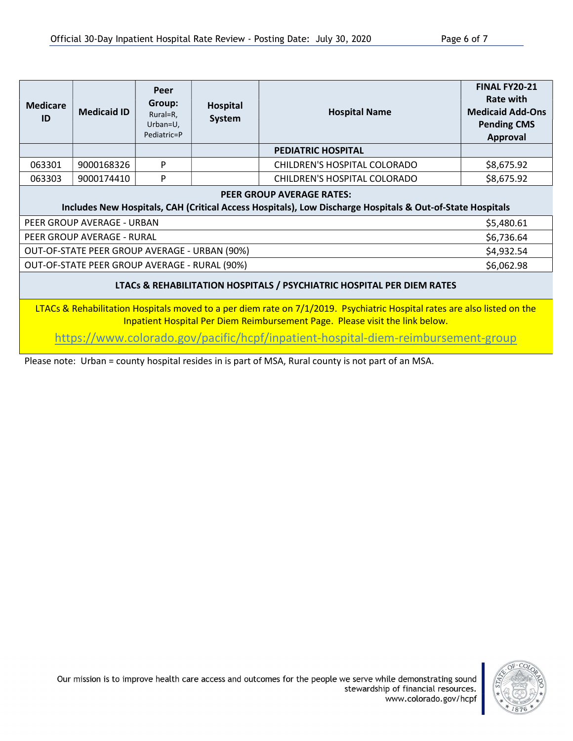| Medicare ID | Medicaid ID | Peer Group: Rural=R, Urban=U, Pediatric=P | Hospital System | Hospital Name | FINAL FY20-21 Rate with Medicaid Add-Ons Pending CMS Approval |
|---|---|---|---|---|---|
| | | | | **PEDIATRIC HOSPITAL** | |
| 063301 | 9000168326 | P | | CHILDREN'S HOSPITAL COLORADO | $8,675.92 |
| 063303 | 9000174410 | P | | CHILDREN'S HOSPITAL COLORADO | $8,675.92 |

**PEER GROUP AVERAGE RATES:**
**Includes New Hospitals, CAH (Critical Access Hospitals), Low Discharge Hospitals & Out-of-State Hospitals**

| Peer Group | Rate |
|---|---|
| PEER GROUP AVERAGE - URBAN | $5,480.61 |
| PEER GROUP AVERAGE - RURAL | $6,736.64 |
| OUT-OF-STATE PEER GROUP AVERAGE - URBAN (90%) | $4,932.54 |
| OUT-OF-STATE PEER GROUP AVERAGE - RURAL (90%) | $6,062.98 |

**LTACs & REHABILITATION HOSPITALS / PSYCHIATRIC HOSPITAL PER DIEM RATES**

LTACs & Rehabilitation Hospitals moved to a per diem rate on 7/1/2019. Psychiatric Hospital rates are also listed on the Inpatient Hospital Per Diem Reimbursement Page. Please visit the link below.

https://www.colorado.gov/pacific/hcpf/inpatient-hospital-diem-reimbursement-group

Please note: Urban = county hospital resides in is part of MSA, Rural county is not part of an MSA.

Our mission is to improve health care access and outcomes for the people we serve while demonstrating sound stewardship of financial resources.
www.colorado.gov/hcpf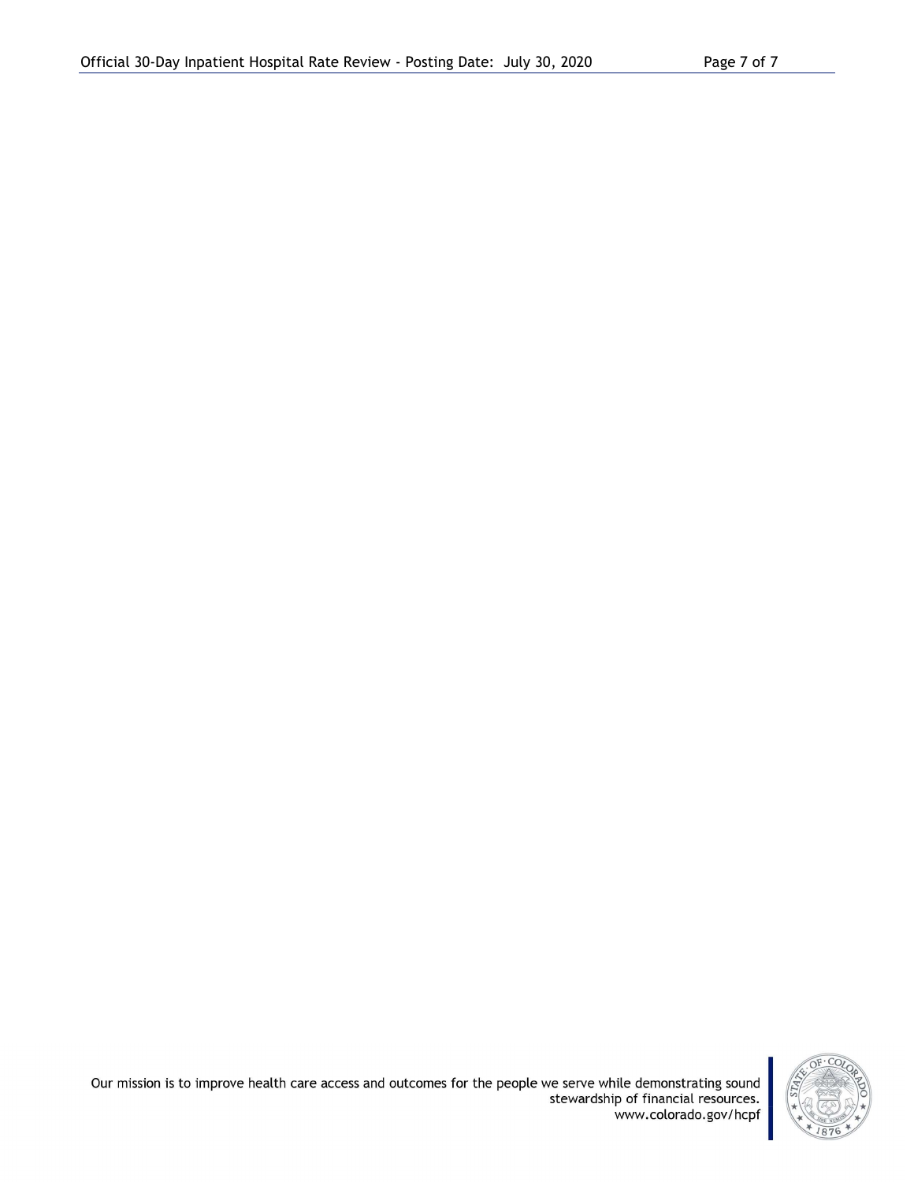Our mission is to improve health care access and outcomes for the people we serve while demonstrating sound stewardship of financial resources.
www.colorado.gov/hcpf